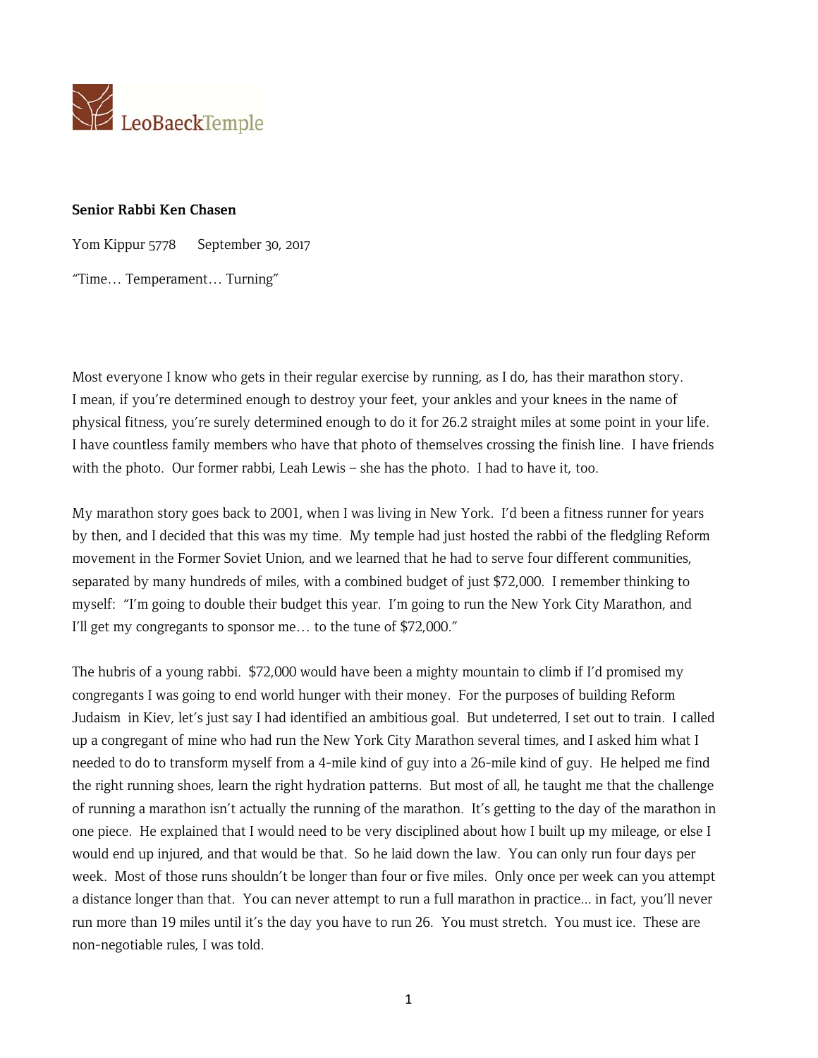LeoBaeckTemple

**Senior Rabbi Ken Chasen**

Yom Kippur 5778 September 30, 2017

"Time… Temperament… Turning"

Most everyone I know who gets in their regular exercise by running, as I do, has their marathon story. I mean, if you're determined enough to destroy your feet, your ankles and your knees in the name of physical fitness, you're surely determined enough to do it for 26.2 straight miles at some point in your life. I have countless family members who have that photo of themselves crossing the finish line. I have friends with the photo. Our former rabbi, Leah Lewis – she has the photo. I had to have it, too.

My marathon story goes back to 2001, when I was living in New York. I'd been a fitness runner for years by then, and I decided that this was my time. My temple had just hosted the rabbi of the fledgling Reform movement in the Former Soviet Union, and we learned that he had to serve four different communities, separated by many hundreds of miles, with a combined budget of just $72,000. I remember thinking to myself: "I'm going to double their budget this year. I'm going to run the New York City Marathon, and I'll get my congregants to sponsor me… to the tune of $72,000."

The hubris of a young rabbi. $72,000 would have been a mighty mountain to climb if I'd promised my congregants I was going to end world hunger with their money. For the purposes of building Reform Judaism in Kiev, let's just say I had identified an ambitious goal. But undeterred, I set out to train. I called up a congregant of mine who had run the New York City Marathon several times, and I asked him what I needed to do to transform myself from a 4-mile kind of guy into a 26-mile kind of guy. He helped me find the right running shoes, learn the right hydration patterns. But most of all, he taught me that the challenge of running a marathon isn't actually the running of the marathon. It's getting to the day of the marathon in one piece. He explained that I would need to be very disciplined about how I built up my mileage, or else I would end up injured, and that would be that. So he laid down the law. You can only run four days per week. Most of those runs shouldn't be longer than four or five miles. Only once per week can you attempt a distance longer than that. You can never attempt to run a full marathon in practice... in fact, you'll never run more than 19 miles until it's the day you have to run 26. You must stretch. You must ice. These are non-negotiable rules, I was told.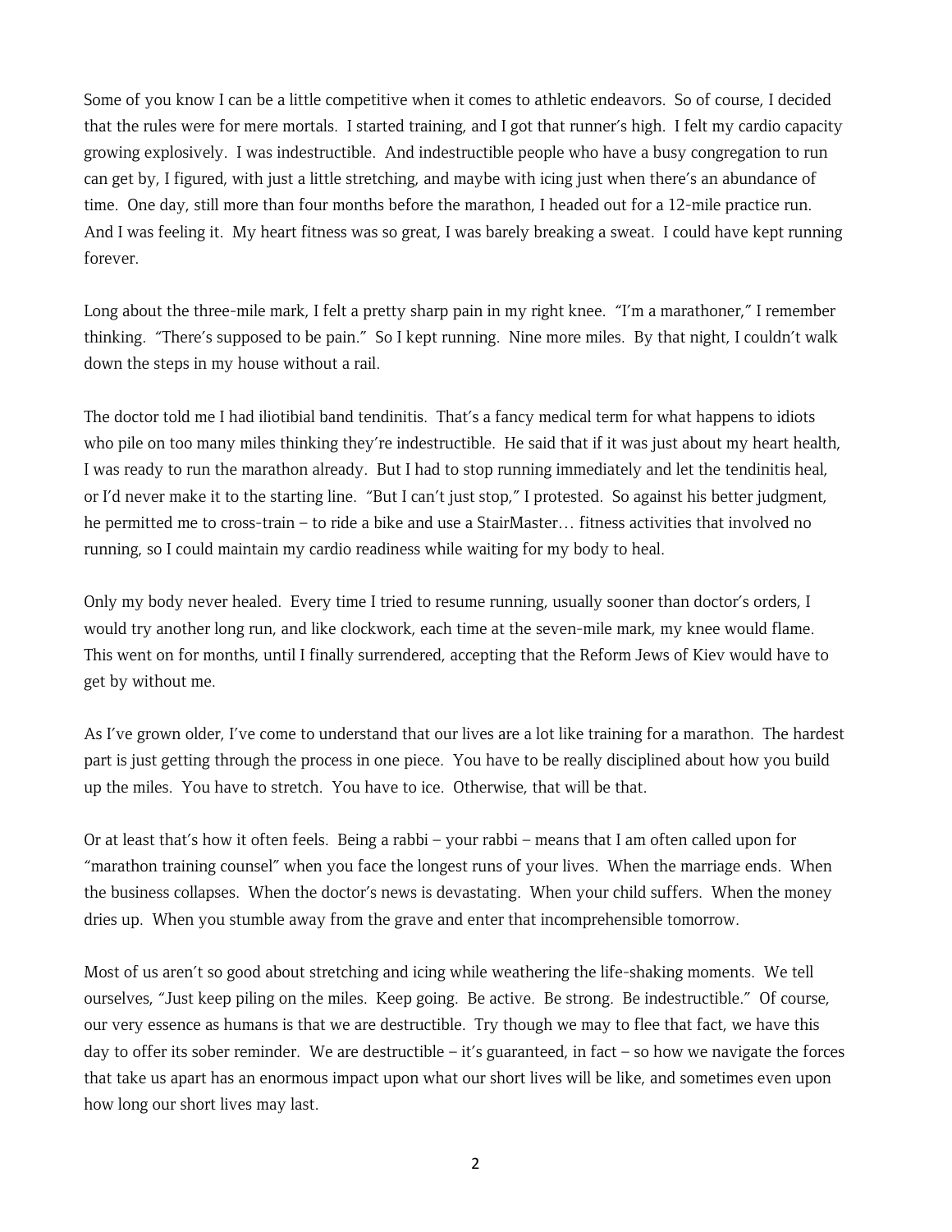Some of you know I can be a little competitive when it comes to athletic endeavors. So of course, I decided that the rules were for mere mortals. I started training, and I got that runner's high. I felt my cardio capacity growing explosively. I was indestructible. And indestructible people who have a busy congregation to run can get by, I figured, with just a little stretching, and maybe with icing just when there's an abundance of time. One day, still more than four months before the marathon, I headed out for a 12-mile practice run. And I was feeling it. My heart fitness was so great, I was barely breaking a sweat. I could have kept running forever.

Long about the three-mile mark, I felt a pretty sharp pain in my right knee. "I'm a marathoner," I remember thinking. "There's supposed to be pain." So I kept running. Nine more miles. By that night, I couldn't walk down the steps in my house without a rail.

The doctor told me I had iliotibial band tendinitis. That's a fancy medical term for what happens to idiots who pile on too many miles thinking they're indestructible. He said that if it was just about my heart health, I was ready to run the marathon already. But I had to stop running immediately and let the tendinitis heal, or I'd never make it to the starting line. "But I can't just stop," I protested. So against his better judgment, he permitted me to cross-train – to ride a bike and use a StairMaster… fitness activities that involved no running, so I could maintain my cardio readiness while waiting for my body to heal.

Only my body never healed. Every time I tried to resume running, usually sooner than doctor's orders, I would try another long run, and like clockwork, each time at the seven-mile mark, my knee would flame. This went on for months, until I finally surrendered, accepting that the Reform Jews of Kiev would have to get by without me.

As I've grown older, I've come to understand that our lives are a lot like training for a marathon. The hardest part is just getting through the process in one piece. You have to be really disciplined about how you build up the miles. You have to stretch. You have to ice. Otherwise, that will be that.

Or at least that's how it often feels. Being a rabbi – your rabbi – means that I am often called upon for "marathon training counsel" when you face the longest runs of your lives. When the marriage ends. When the business collapses. When the doctor's news is devastating. When your child suffers. When the money dries up. When you stumble away from the grave and enter that incomprehensible tomorrow.

Most of us aren't so good about stretching and icing while weathering the life-shaking moments. We tell ourselves, "Just keep piling on the miles. Keep going. Be active. Be strong. Be indestructible." Of course, our very essence as humans is that we are destructible. Try though we may to flee that fact, we have this day to offer its sober reminder. We are destructible – it's guaranteed, in fact – so how we navigate the forces that take us apart has an enormous impact upon what our short lives will be like, and sometimes even upon how long our short lives may last.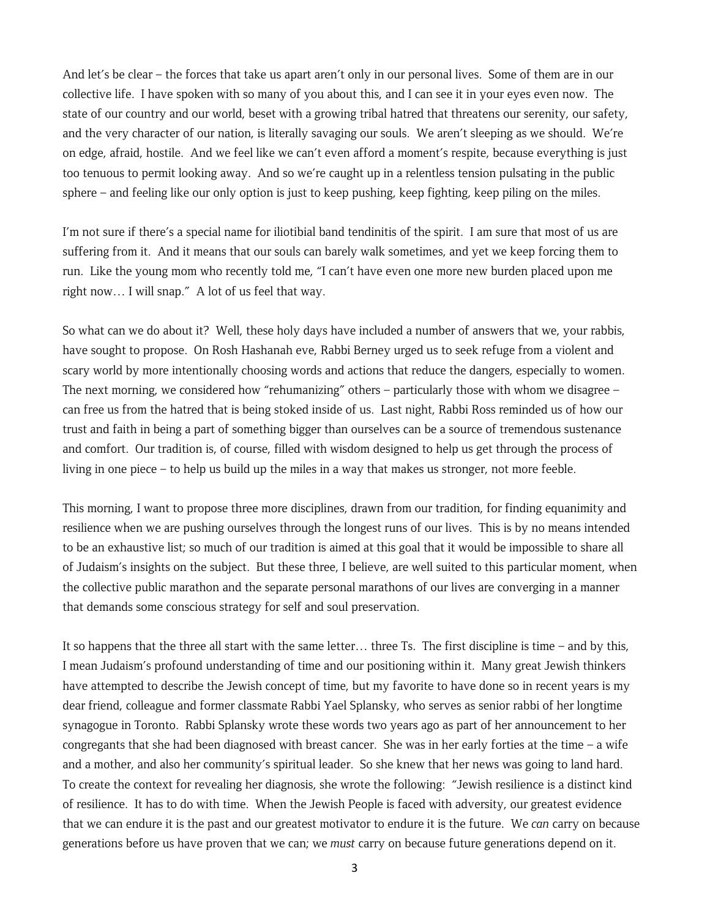And let's be clear – the forces that take us apart aren't only in our personal lives. Some of them are in our collective life. I have spoken with so many of you about this, and I can see it in your eyes even now. The state of our country and our world, beset with a growing tribal hatred that threatens our serenity, our safety, and the very character of our nation, is literally savaging our souls. We aren't sleeping as we should. We're on edge, afraid, hostile. And we feel like we can't even afford a moment's respite, because everything is just too tenuous to permit looking away. And so we're caught up in a relentless tension pulsating in the public sphere – and feeling like our only option is just to keep pushing, keep fighting, keep piling on the miles.

I'm not sure if there's a special name for iliotibial band tendinitis of the spirit. I am sure that most of us are suffering from it. And it means that our souls can barely walk sometimes, and yet we keep forcing them to run. Like the young mom who recently told me, "I can't have even one more new burden placed upon me right now… I will snap." A lot of us feel that way.

So what can we do about it? Well, these holy days have included a number of answers that we, your rabbis, have sought to propose. On Rosh Hashanah eve, Rabbi Berney urged us to seek refuge from a violent and scary world by more intentionally choosing words and actions that reduce the dangers, especially to women. The next morning, we considered how "rehumanizing" others – particularly those with whom we disagree – can free us from the hatred that is being stoked inside of us. Last night, Rabbi Ross reminded us of how our trust and faith in being a part of something bigger than ourselves can be a source of tremendous sustenance and comfort. Our tradition is, of course, filled with wisdom designed to help us get through the process of living in one piece – to help us build up the miles in a way that makes us stronger, not more feeble.

This morning, I want to propose three more disciplines, drawn from our tradition, for finding equanimity and resilience when we are pushing ourselves through the longest runs of our lives. This is by no means intended to be an exhaustive list; so much of our tradition is aimed at this goal that it would be impossible to share all of Judaism's insights on the subject. But these three, I believe, are well suited to this particular moment, when the collective public marathon and the separate personal marathons of our lives are converging in a manner that demands some conscious strategy for self and soul preservation.

It so happens that the three all start with the same letter… three Ts. The first discipline is time – and by this, I mean Judaism's profound understanding of time and our positioning within it. Many great Jewish thinkers have attempted to describe the Jewish concept of time, but my favorite to have done so in recent years is my dear friend, colleague and former classmate Rabbi Yael Splansky, who serves as senior rabbi of her longtime synagogue in Toronto. Rabbi Splansky wrote these words two years ago as part of her announcement to her congregants that she had been diagnosed with breast cancer. She was in her early forties at the time – a wife and a mother, and also her community's spiritual leader. So she knew that her news was going to land hard. To create the context for revealing her diagnosis, she wrote the following: "Jewish resilience is a distinct kind of resilience. It has to do with time. When the Jewish People is faced with adversity, our greatest evidence that we can endure it is the past and our greatest motivator to endure it is the future. We *can* carry on because generations before us have proven that we can; we *must* carry on because future generations depend on it.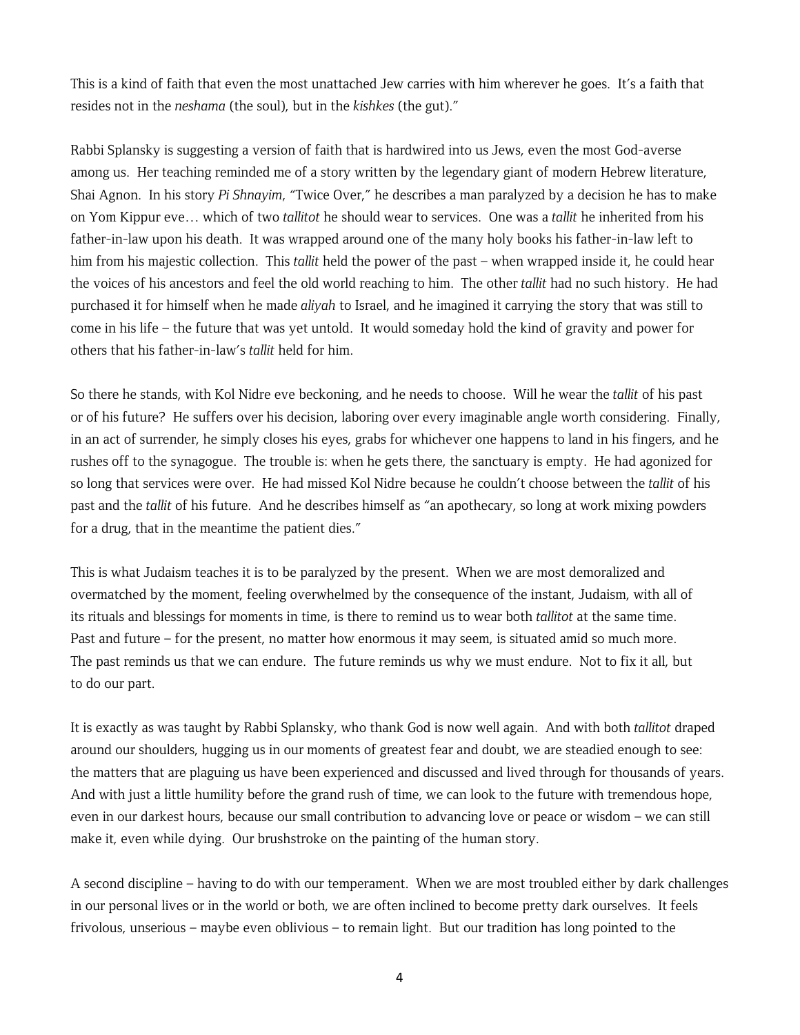This is a kind of faith that even the most unattached Jew carries with him wherever he goes. It's a faith that resides not in the *neshama* (the soul), but in the *kishkes* (the gut)."

Rabbi Splansky is suggesting a version of faith that is hardwired into us Jews, even the most God-averse among us. Her teaching reminded me of a story written by the legendary giant of modern Hebrew literature, Shai Agnon. In his story *Pi Shnayim*, "Twice Over," he describes a man paralyzed by a decision he has to make on Yom Kippur eve… which of two *tallitot* he should wear to services. One was a *tallit* he inherited from his father-in-law upon his death. It was wrapped around one of the many holy books his father-in-law left to him from his majestic collection. This *tallit* held the power of the past – when wrapped inside it, he could hear the voices of his ancestors and feel the old world reaching to him. The other *tallit* had no such history. He had purchased it for himself when he made *aliyah* to Israel, and he imagined it carrying the story that was still to come in his life – the future that was yet untold. It would someday hold the kind of gravity and power for others that his father-in-law's *tallit* held for him.

So there he stands, with Kol Nidre eve beckoning, and he needs to choose. Will he wear the *tallit* of his past or of his future? He suffers over his decision, laboring over every imaginable angle worth considering. Finally, in an act of surrender, he simply closes his eyes, grabs for whichever one happens to land in his fingers, and he rushes off to the synagogue. The trouble is: when he gets there, the sanctuary is empty. He had agonized for so long that services were over. He had missed Kol Nidre because he couldn't choose between the *tallit* of his past and the *tallit* of his future. And he describes himself as "an apothecary, so long at work mixing powders for a drug, that in the meantime the patient dies."

This is what Judaism teaches it is to be paralyzed by the present. When we are most demoralized and overmatched by the moment, feeling overwhelmed by the consequence of the instant, Judaism, with all of its rituals and blessings for moments in time, is there to remind us to wear both *tallitot* at the same time. Past and future – for the present, no matter how enormous it may seem, is situated amid so much more. The past reminds us that we can endure. The future reminds us why we must endure. Not to fix it all, but to do our part.

It is exactly as was taught by Rabbi Splansky, who thank God is now well again. And with both *tallitot* draped around our shoulders, hugging us in our moments of greatest fear and doubt, we are steadied enough to see: the matters that are plaguing us have been experienced and discussed and lived through for thousands of years. And with just a little humility before the grand rush of time, we can look to the future with tremendous hope, even in our darkest hours, because our small contribution to advancing love or peace or wisdom – we can still make it, even while dying. Our brushstroke on the painting of the human story.

A second discipline – having to do with our temperament. When we are most troubled either by dark challenges in our personal lives or in the world or both, we are often inclined to become pretty dark ourselves. It feels frivolous, unserious – maybe even oblivious – to remain light. But our tradition has long pointed to the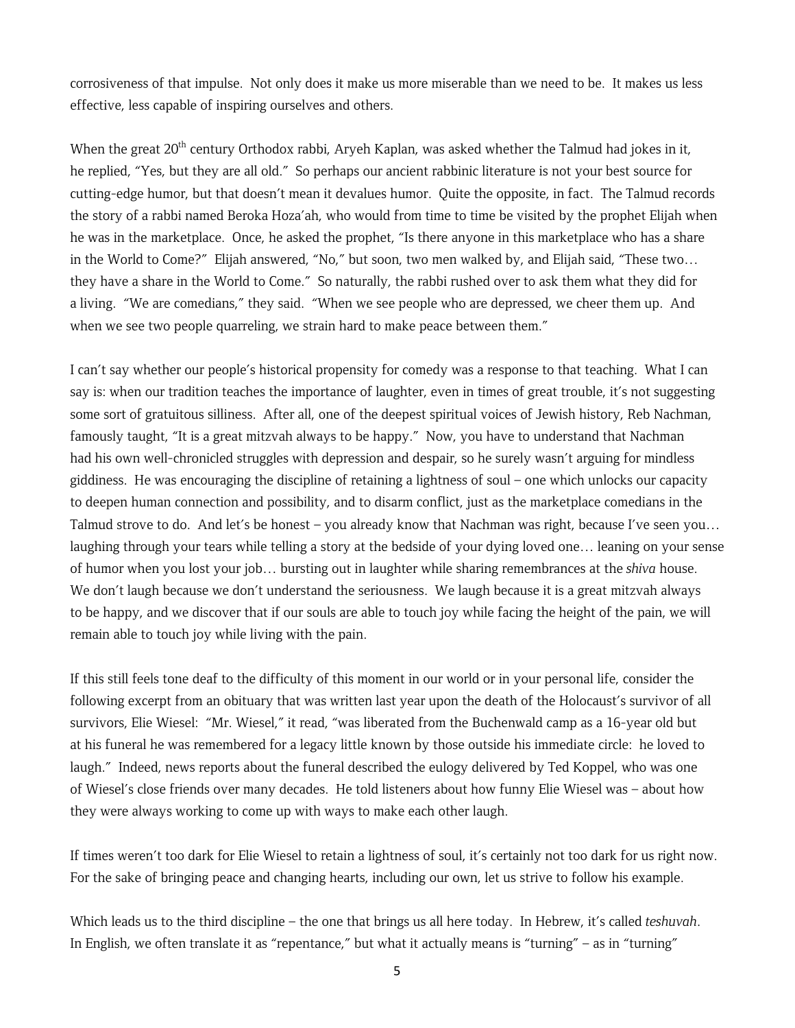corrosiveness of that impulse. Not only does it make us more miserable than we need to be. It makes us less effective, less capable of inspiring ourselves and others.

When the great 20th century Orthodox rabbi, Aryeh Kaplan, was asked whether the Talmud had jokes in it, he replied, "Yes, but they are all old." So perhaps our ancient rabbinic literature is not your best source for cutting-edge humor, but that doesn't mean it devalues humor. Quite the opposite, in fact. The Talmud records the story of a rabbi named Beroka Hoza'ah, who would from time to time be visited by the prophet Elijah when he was in the marketplace. Once, he asked the prophet, "Is there anyone in this marketplace who has a share in the World to Come?" Elijah answered, "No," but soon, two men walked by, and Elijah said, "These two… they have a share in the World to Come." So naturally, the rabbi rushed over to ask them what they did for a living. "We are comedians," they said. "When we see people who are depressed, we cheer them up. And when we see two people quarreling, we strain hard to make peace between them."

I can't say whether our people's historical propensity for comedy was a response to that teaching. What I can say is: when our tradition teaches the importance of laughter, even in times of great trouble, it's not suggesting some sort of gratuitous silliness. After all, one of the deepest spiritual voices of Jewish history, Reb Nachman, famously taught, "It is a great mitzvah always to be happy." Now, you have to understand that Nachman had his own well-chronicled struggles with depression and despair, so he surely wasn't arguing for mindless giddiness. He was encouraging the discipline of retaining a lightness of soul – one which unlocks our capacity to deepen human connection and possibility, and to disarm conflict, just as the marketplace comedians in the Talmud strove to do. And let's be honest – you already know that Nachman was right, because I've seen you… laughing through your tears while telling a story at the bedside of your dying loved one… leaning on your sense of humor when you lost your job… bursting out in laughter while sharing remembrances at the *shiva* house. We don't laugh because we don't understand the seriousness. We laugh because it is a great mitzvah always to be happy, and we discover that if our souls are able to touch joy while facing the height of the pain, we will remain able to touch joy while living with the pain.

If this still feels tone deaf to the difficulty of this moment in our world or in your personal life, consider the following excerpt from an obituary that was written last year upon the death of the Holocaust's survivor of all survivors, Elie Wiesel: "Mr. Wiesel," it read, "was liberated from the Buchenwald camp as a 16-year old but at his funeral he was remembered for a legacy little known by those outside his immediate circle: he loved to laugh." Indeed, news reports about the funeral described the eulogy delivered by Ted Koppel, who was one of Wiesel's close friends over many decades. He told listeners about how funny Elie Wiesel was – about how they were always working to come up with ways to make each other laugh.

If times weren't too dark for Elie Wiesel to retain a lightness of soul, it's certainly not too dark for us right now. For the sake of bringing peace and changing hearts, including our own, let us strive to follow his example.

Which leads us to the third discipline – the one that brings us all here today. In Hebrew, it's called *teshuvah*. In English, we often translate it as "repentance," but what it actually means is "turning" – as in "turning"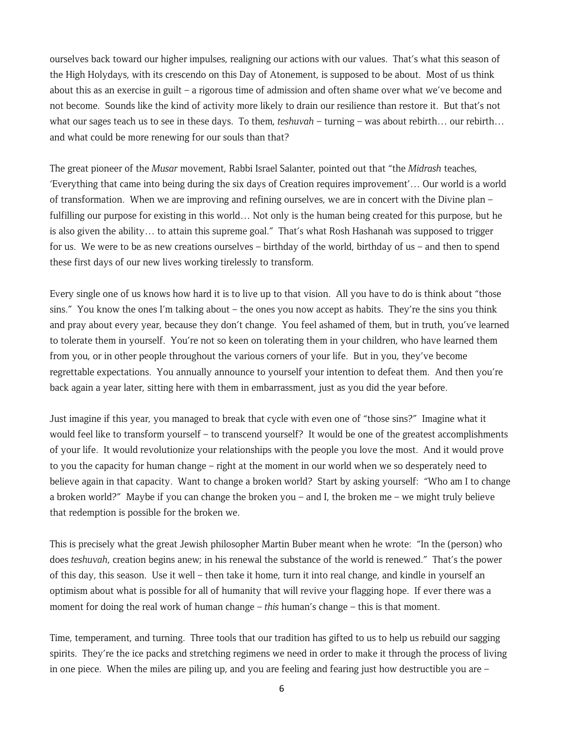ourselves back toward our higher impulses, realigning our actions with our values. That's what this season of the High Holydays, with its crescendo on this Day of Atonement, is supposed to be about. Most of us think about this as an exercise in guilt – a rigorous time of admission and often shame over what we've become and not become. Sounds like the kind of activity more likely to drain our resilience than restore it. But that's not what our sages teach us to see in these days. To them, *teshuvah* – turning – was about rebirth… our rebirth… and what could be more renewing for our souls than that?

The great pioneer of the *Musar* movement, Rabbi Israel Salanter, pointed out that "the *Midrash* teaches, 'Everything that came into being during the six days of Creation requires improvement'… Our world is a world of transformation. When we are improving and refining ourselves, we are in concert with the Divine plan – fulfilling our purpose for existing in this world… Not only is the human being created for this purpose, but he is also given the ability… to attain this supreme goal." That's what Rosh Hashanah was supposed to trigger for us. We were to be as new creations ourselves – birthday of the world, birthday of us – and then to spend these first days of our new lives working tirelessly to transform.

Every single one of us knows how hard it is to live up to that vision. All you have to do is think about "those sins." You know the ones I'm talking about – the ones you now accept as habits. They're the sins you think and pray about every year, because they don't change. You feel ashamed of them, but in truth, you've learned to tolerate them in yourself. You're not so keen on tolerating them in your children, who have learned them from you, or in other people throughout the various corners of your life. But in you, they've become regrettable expectations. You annually announce to yourself your intention to defeat them. And then you're back again a year later, sitting here with them in embarrassment, just as you did the year before.

Just imagine if this year, you managed to break that cycle with even one of "those sins?" Imagine what it would feel like to transform yourself – to transcend yourself? It would be one of the greatest accomplishments of your life. It would revolutionize your relationships with the people you love the most. And it would prove to you the capacity for human change – right at the moment in our world when we so desperately need to believe again in that capacity. Want to change a broken world? Start by asking yourself: "Who am I to change a broken world?" Maybe if you can change the broken you – and I, the broken me – we might truly believe that redemption is possible for the broken we.

This is precisely what the great Jewish philosopher Martin Buber meant when he wrote: "In the (person) who does *teshuvah*, creation begins anew; in his renewal the substance of the world is renewed." That's the power of this day, this season. Use it well – then take it home, turn it into real change, and kindle in yourself an optimism about what is possible for all of humanity that will revive your flagging hope. If ever there was a moment for doing the real work of human change – *this* human's change – this is that moment.

Time, temperament, and turning. Three tools that our tradition has gifted to us to help us rebuild our sagging spirits. They're the ice packs and stretching regimens we need in order to make it through the process of living in one piece. When the miles are piling up, and you are feeling and fearing just how destructible you are –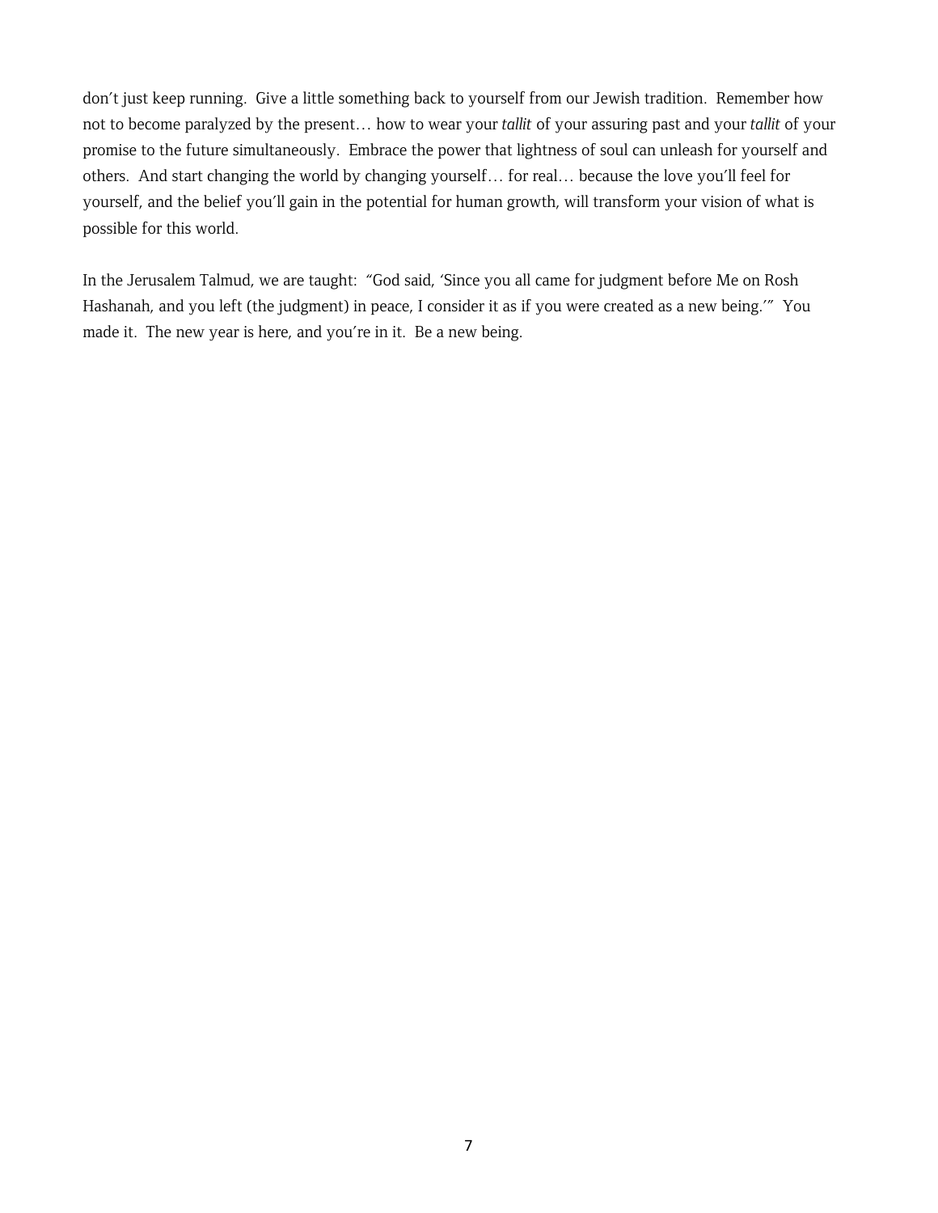don't just keep running. Give a little something back to yourself from our Jewish tradition. Remember how not to become paralyzed by the present… how to wear your *tallit* of your assuring past and your *tallit* of your promise to the future simultaneously. Embrace the power that lightness of soul can unleash for yourself and others. And start changing the world by changing yourself… for real… because the love you'll feel for yourself, and the belief you'll gain in the potential for human growth, will transform your vision of what is possible for this world.

In the Jerusalem Talmud, we are taught: "God said, 'Since you all came for judgment before Me on Rosh Hashanah, and you left (the judgment) in peace, I consider it as if you were created as a new being.'" You made it. The new year is here, and you're in it. Be a new being.